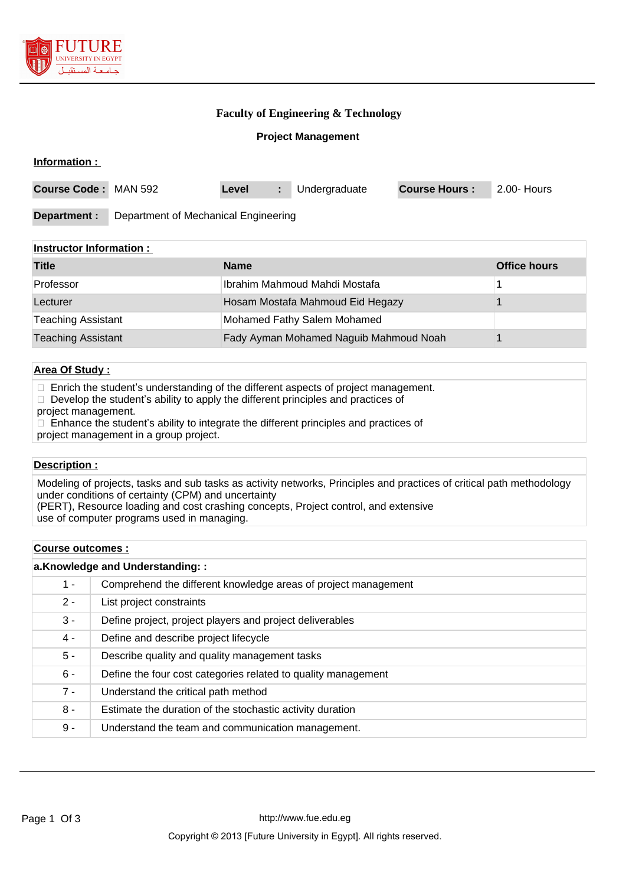# Faculty of Engineering & Technology

## Project Management

**Information :**

| **Course Code :** | MAN 592 | **Level** | **:** | Undergraduate | **Course Hours :** | 2.00- Hours |
|---|---|---|---|---|---|---|

**Department :** Department of Mechanical Engineering

**Instructor Information :**

| Title | Name | Office hours |
|---|---|---|
| Professor | Ibrahim Mahmoud Mahdi Mostafa | 1 |
| Lecturer | Hosam Mostafa Mahmoud Eid Hegazy | 1 |
| Teaching Assistant | Mohamed Fathy Salem Mohamed | |
| Teaching Assistant | Fady Ayman Mohamed Naguib Mahmoud Noah | 1 |

**Area Of Study :**

- Enrich the student's understanding of the different aspects of project management.
- Develop the student's ability to apply the different principles and practices of project management.
- Enhance the student's ability to integrate the different principles and practices of project management in a group project.

**Description :**

Modeling of projects, tasks and sub tasks as activity networks, Principles and practices of critical path methodology under conditions of certainty (CPM) and uncertainty (PERT), Resource loading and cost crashing concepts, Project control, and extensive use of computer programs used in managing.

**Course outcomes :**

**a.Knowledge and Understanding: :**

| | |
|---|---|
| 1 - | Comprehend the different knowledge areas of project management |
| 2 - | List project constraints |
| 3 - | Define project, project players and project deliverables |
| 4 - | Define and describe project lifecycle |
| 5 - | Describe quality and quality management tasks |
| 6 - | Define the four cost categories related to quality management |
| 7 - | Understand the critical path method |
| 8 - | Estimate the duration of the stochastic activity duration |
| 9 - | Understand the team and communication management. |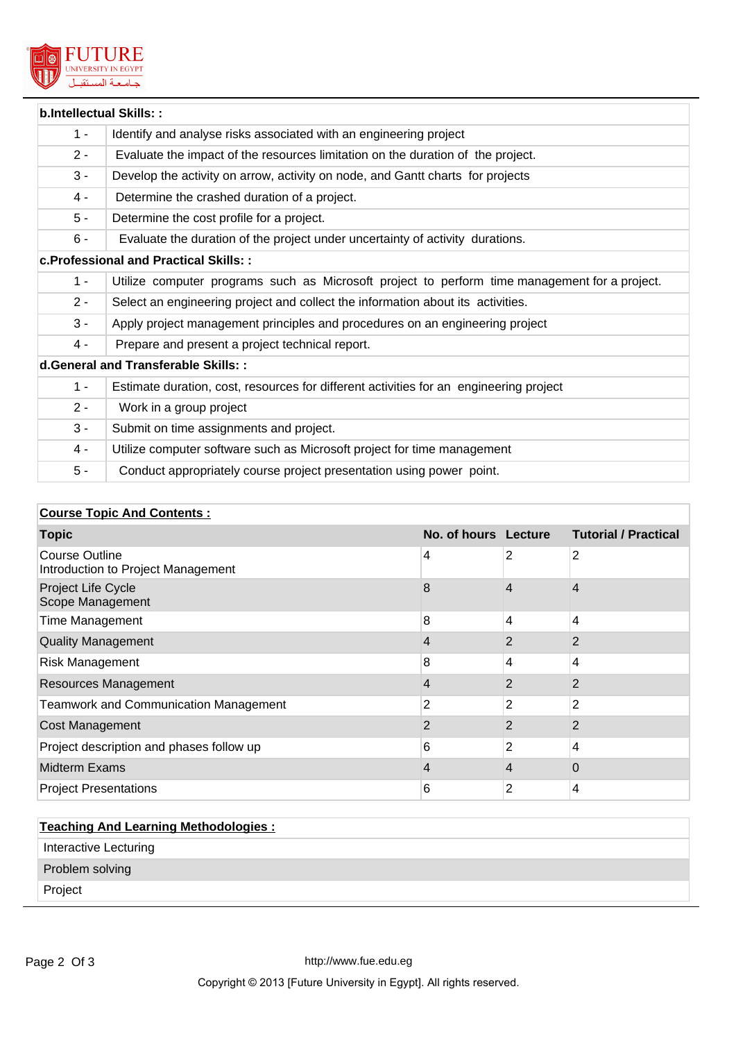| **b.Intellectual Skills: :** | |
|---|---|
| 1 - | Identify and analyse risks associated with an engineering project |
| 2 - | Evaluate the impact of the resources limitation on the duration of the project. |
| 3 - | Develop the activity on arrow, activity on node, and Gantt charts for projects |
| 4 - | Determine the crashed duration of a project. |
| 5 - | Determine the cost profile for a project. |
| 6 - | Evaluate the duration of the project under uncertainty of activity durations. |
| **c.Professional and Practical Skills: :** | |
| 1 - | Utilize computer programs such as Microsoft project to perform time management for a project. |
| 2 - | Select an engineering project and collect the information about its activities. |
| 3 - | Apply project management principles and procedures on an engineering project |
| 4 - | Prepare and present a project technical report. |
| **d.General and Transferable Skills: :** | |
| 1 - | Estimate duration, cost, resources for different activities for an engineering project |
| 2 - | Work in a group project |
| 3 - | Submit on time assignments and project. |
| 4 - | Utilize computer software such as Microsoft project for time management |
| 5 - | Conduct appropriately course project presentation using power point. |

**Course Topic And Contents :**

| Topic | No. of hours | Lecture | Tutorial / Practical |
|---|---|---|---|
| Course Outline<br>Introduction to Project Management | 4 | 2 | 2 |
| Project Life Cycle<br>Scope Management | 8 | 4 | 4 |
| Time Management | 8 | 4 | 4 |
| Quality Management | 4 | 2 | 2 |
| Risk Management | 8 | 4 | 4 |
| Resources Management | 4 | 2 | 2 |
| Teamwork and Communication Management | 2 | 2 | 2 |
| Cost Management | 2 | 2 | 2 |
| Project description and phases follow up | 6 | 2 | 4 |
| Midterm Exams | 4 | 4 | 0 |
| Project Presentations | 6 | 2 | 4 |

**Teaching And Learning Methodologies :**

- Interactive Lecturing
- Problem solving
- Project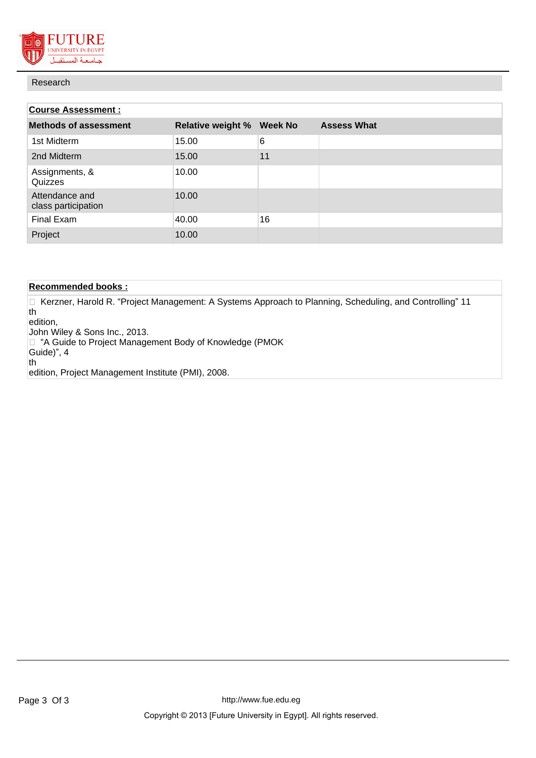Research

**Course Assessment :**

| Methods of assessment | Relative weight % | Week No | Assess What |
|---|---|---|---|
| 1st Midterm | 15.00 | 6 | |
| 2nd Midterm | 15.00 | 11 | |
| Assignments, & Quizzes | 10.00 | | |
| Attendance and class participation | 10.00 | | |
| Final Exam | 40.00 | 16 | |
| Project | 10.00 | | |

**Recommended books :**

- Kerzner, Harold R. “Project Management: A Systems Approach to Planning, Scheduling, and Controlling” 11th edition, John Wiley & Sons Inc., 2013.
- “A Guide to Project Management Body of Knowledge (PMOK Guide)”, 4th edition, Project Management Institute (PMI), 2008.